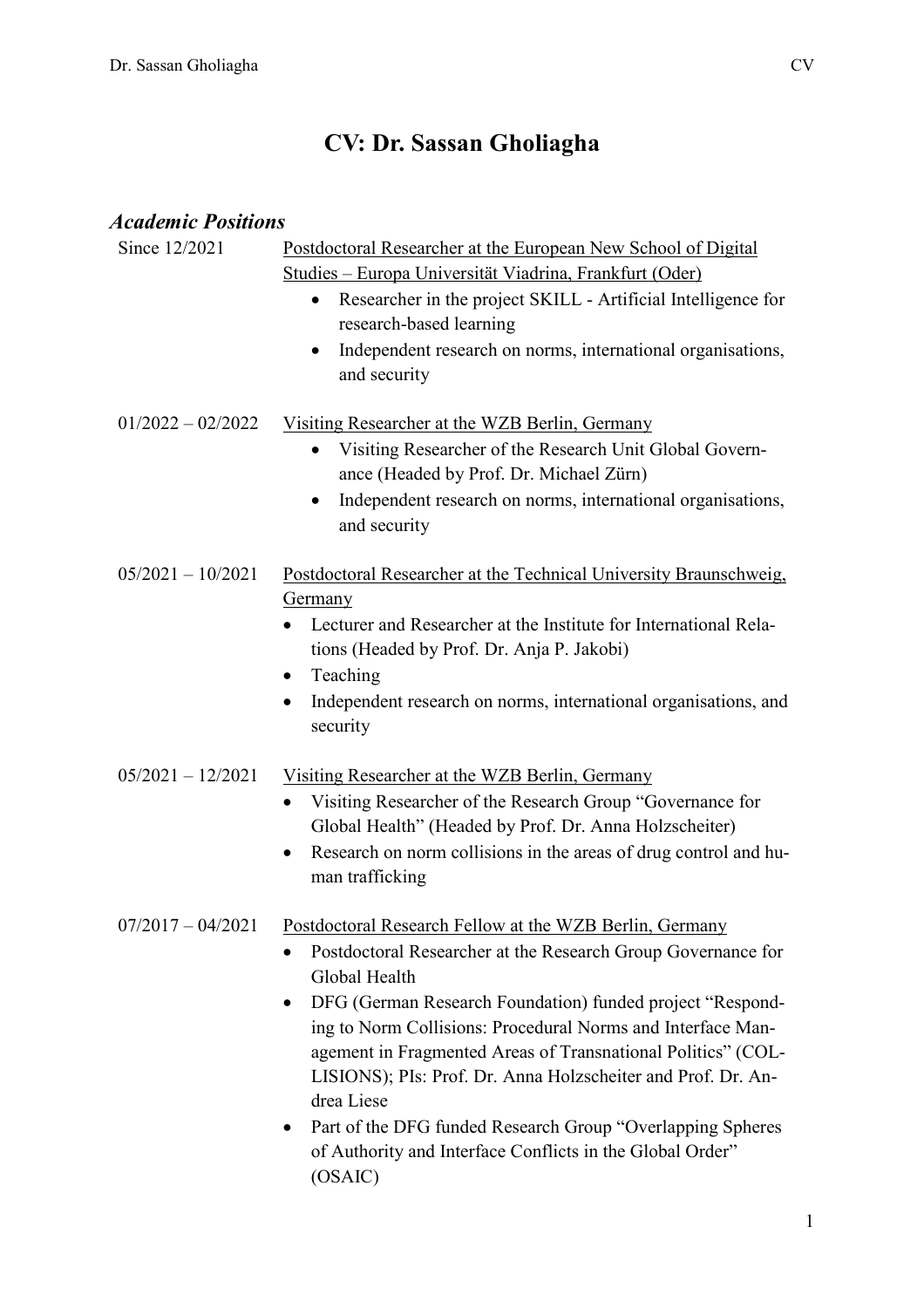# CV: Dr. Sassan Gholiagha

## *Academic Positions*

**Since 12/2021** — Postdoctoral Researcher at the European New School of Digital Studies – Europa Universität Viadrina, Frankfurt (Oder)

- Researcher in the project SKILL - Artificial Intelligence for research-based learning
- Independent research on norms, international organisations, and security

**01/2022 – 02/2022** — Visiting Researcher at the WZB Berlin, Germany

- Visiting Researcher of the Research Unit Global Governance (Headed by Prof. Dr. Michael Zürn)
- Independent research on norms, international organisations, and security

**05/2021 – 10/2021** — Postdoctoral Researcher at the Technical University Braunschweig, Germany

- Lecturer and Researcher at the Institute for International Relations (Headed by Prof. Dr. Anja P. Jakobi)
- Teaching
- Independent research on norms, international organisations, and security

**05/2021 – 12/2021** — Visiting Researcher at the WZB Berlin, Germany

- Visiting Researcher of the Research Group "Governance for Global Health" (Headed by Prof. Dr. Anna Holzscheiter)
- Research on norm collisions in the areas of drug control and human trafficking

**07/2017 – 04/2021** — Postdoctoral Research Fellow at the WZB Berlin, Germany

- Postdoctoral Researcher at the Research Group Governance for Global Health
- DFG (German Research Foundation) funded project "Responding to Norm Collisions: Procedural Norms and Interface Management in Fragmented Areas of Transnational Politics" (COLLISIONS); PIs: Prof. Dr. Anna Holzscheiter and Prof. Dr. Andrea Liese
- Part of the DFG funded Research Group "Overlapping Spheres of Authority and Interface Conflicts in the Global Order" (OSAIC)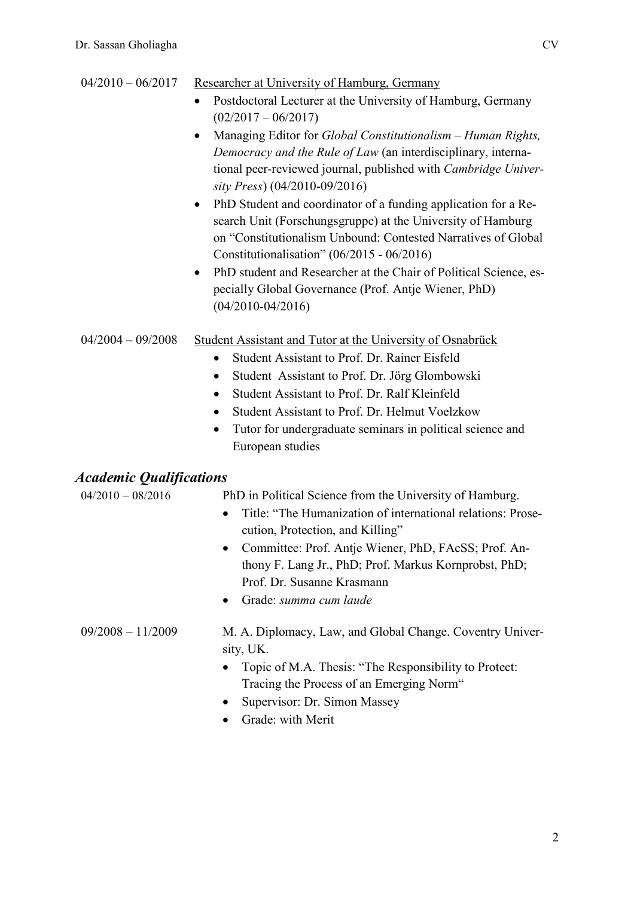04/2010 – 06/2017 Researcher at University of Hamburg, Germany

- Postdoctoral Lecturer at the University of Hamburg, Germany (02/2017 – 06/2017)
- Managing Editor for *Global Constitutionalism – Human Rights, Democracy and the Rule of Law* (an interdisciplinary, international peer-reviewed journal, published with *Cambridge University Press*) (04/2010-09/2016)
- PhD Student and coordinator of a funding application for a Research Unit (Forschungsgruppe) at the University of Hamburg on "Constitutionalism Unbound: Contested Narratives of Global Constitutionalisation" (06/2015 - 06/2016)
- PhD student and Researcher at the Chair of Political Science, especially Global Governance (Prof. Antje Wiener, PhD) (04/2010-04/2016)

04/2004 – 09/2008 Student Assistant and Tutor at the University of Osnabrück

- Student Assistant to Prof. Dr. Rainer Eisfeld
- Student Assistant to Prof. Dr. Jörg Glombowski
- Student Assistant to Prof. Dr. Ralf Kleinfeld
- Student Assistant to Prof. Dr. Helmut Voelzkow
- Tutor for undergraduate seminars in political science and European studies

## *Academic Qualifications*

04/2010 – 08/2016 PhD in Political Science from the University of Hamburg.

- Title: "The Humanization of international relations: Prosecution, Protection, and Killing"
- Committee: Prof. Antje Wiener, PhD, FAcSS; Prof. Anthony F. Lang Jr., PhD; Prof. Markus Kornprobst, PhD; Prof. Dr. Susanne Krasmann
- Grade: *summa cum laude*

09/2008 – 11/2009 M. A. Diplomacy, Law, and Global Change. Coventry University, UK.

- Topic of M.A. Thesis: "The Responsibility to Protect: Tracing the Process of an Emerging Norm"
- Supervisor: Dr. Simon Massey
- Grade: with Merit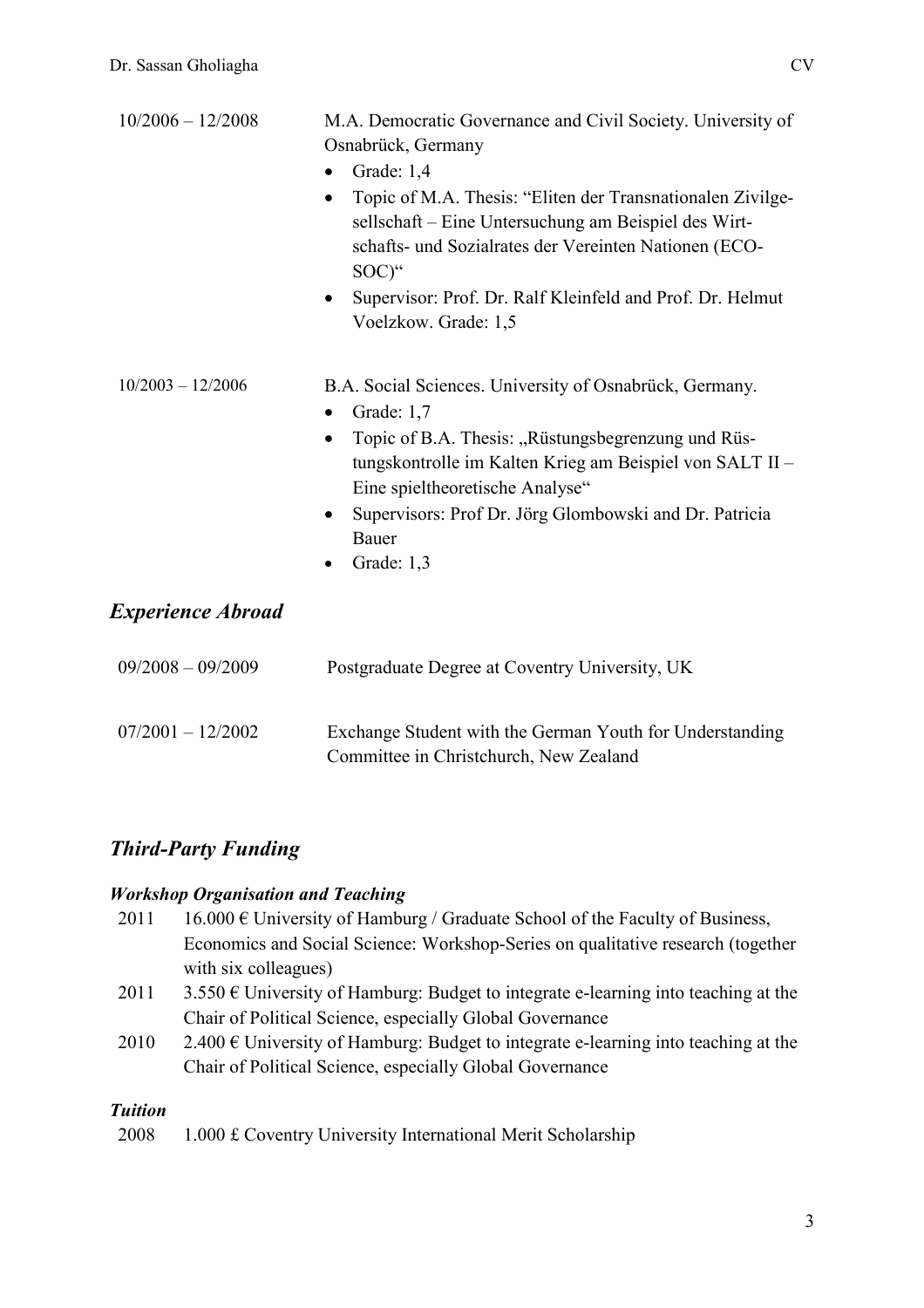| | |
|---|---|
| 10/2006 – 12/2008 | M.A. Democratic Governance and Civil Society. University of Osnabrück, Germany<br>• Grade: 1,4<br>• Topic of M.A. Thesis: "Eliten der Transnationalen Zivilgesellschaft – Eine Untersuchung am Beispiel des Wirtschafts- und Sozialrates der Vereinten Nationen (ECOSOC)"<br>• Supervisor: Prof. Dr. Ralf Kleinfeld and Prof. Dr. Helmut Voelzkow. Grade: 1,5 |
| 10/2003 – 12/2006 | B.A. Social Sciences. University of Osnabrück, Germany.<br>• Grade: 1,7<br>• Topic of B.A. Thesis: „Rüstungsbegrenzung und Rüstungskontrolle im Kalten Krieg am Beispiel von SALT II – Eine spieltheoretische Analyse"<br>• Supervisors: Prof Dr. Jörg Glombowski and Dr. Patricia Bauer<br>• Grade: 1,3 |

## *Experience Abroad*

| | |
|---|---|
| 09/2008 – 09/2009 | Postgraduate Degree at Coventry University, UK |
| 07/2001 – 12/2002 | Exchange Student with the German Youth for Understanding Committee in Christchurch, New Zealand |

## *Third-Party Funding*

### ***Workshop Organisation and Teaching***

| | |
|---|---|
| 2011 | 16.000 € University of Hamburg / Graduate School of the Faculty of Business, Economics and Social Science: Workshop-Series on qualitative research (together with six colleagues) |
| 2011 | 3.550 € University of Hamburg: Budget to integrate e-learning into teaching at the Chair of Political Science, especially Global Governance |
| 2010 | 2.400 € University of Hamburg: Budget to integrate e-learning into teaching at the Chair of Political Science, especially Global Governance |

### ***Tuition***

| | |
|---|---|
| 2008 | 1.000 £ Coventry University International Merit Scholarship |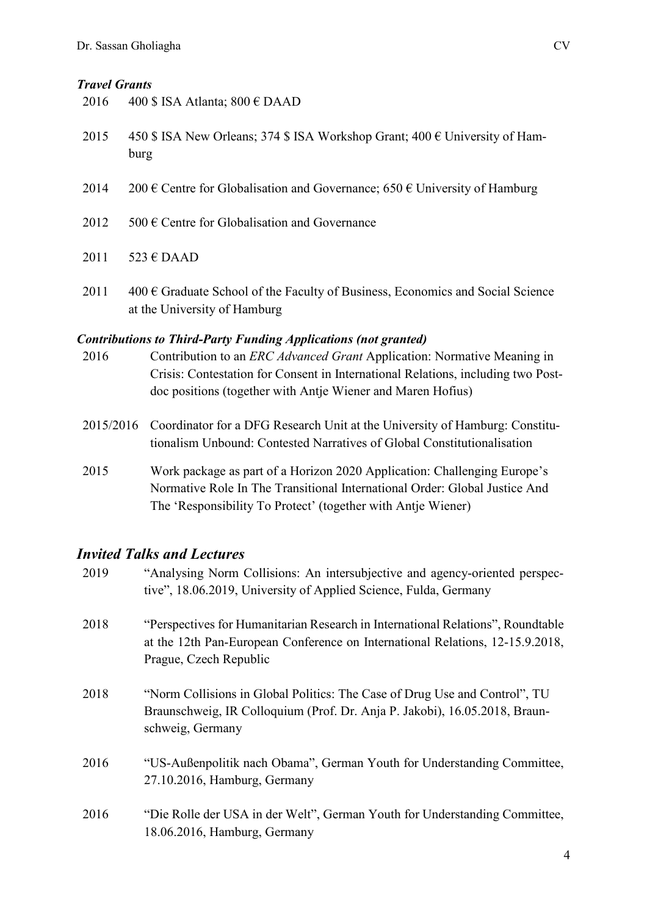### *Travel Grants*

2016 400 $ ISA Atlanta; 800 € DAAD

2015 450 $ ISA New Orleans; 374 $ ISA Workshop Grant; 400 € University of Hamburg

2014 200 € Centre for Globalisation and Governance; 650 € University of Hamburg

2012 500 € Centre for Globalisation and Governance

2011 523 € DAAD

2011 400 € Graduate School of the Faculty of Business, Economics and Social Science at the University of Hamburg

### *Contributions to Third-Party Funding Applications (not granted)*

2016 Contribution to an *ERC Advanced Grant* Application: Normative Meaning in Crisis: Contestation for Consent in International Relations, including two Post-doc positions (together with Antje Wiener and Maren Hofius)

2015/2016 Coordinator for a DFG Research Unit at the University of Hamburg: Constitutionalism Unbound: Contested Narratives of Global Constitutionalisation

2015 Work package as part of a Horizon 2020 Application: Challenging Europe's Normative Role In The Transitional International Order: Global Justice And The 'Responsibility To Protect' (together with Antje Wiener)

## *Invited Talks and Lectures*

2019 "Analysing Norm Collisions: An intersubjective and agency-oriented perspective", 18.06.2019, University of Applied Science, Fulda, Germany

2018 "Perspectives for Humanitarian Research in International Relations", Roundtable at the 12th Pan-European Conference on International Relations, 12-15.9.2018, Prague, Czech Republic

2018 "Norm Collisions in Global Politics: The Case of Drug Use and Control", TU Braunschweig, IR Colloquium (Prof. Dr. Anja P. Jakobi), 16.05.2018, Braunschweig, Germany

2016 "US-Außenpolitik nach Obama", German Youth for Understanding Committee, 27.10.2016, Hamburg, Germany

2016 "Die Rolle der USA in der Welt", German Youth for Understanding Committee, 18.06.2016, Hamburg, Germany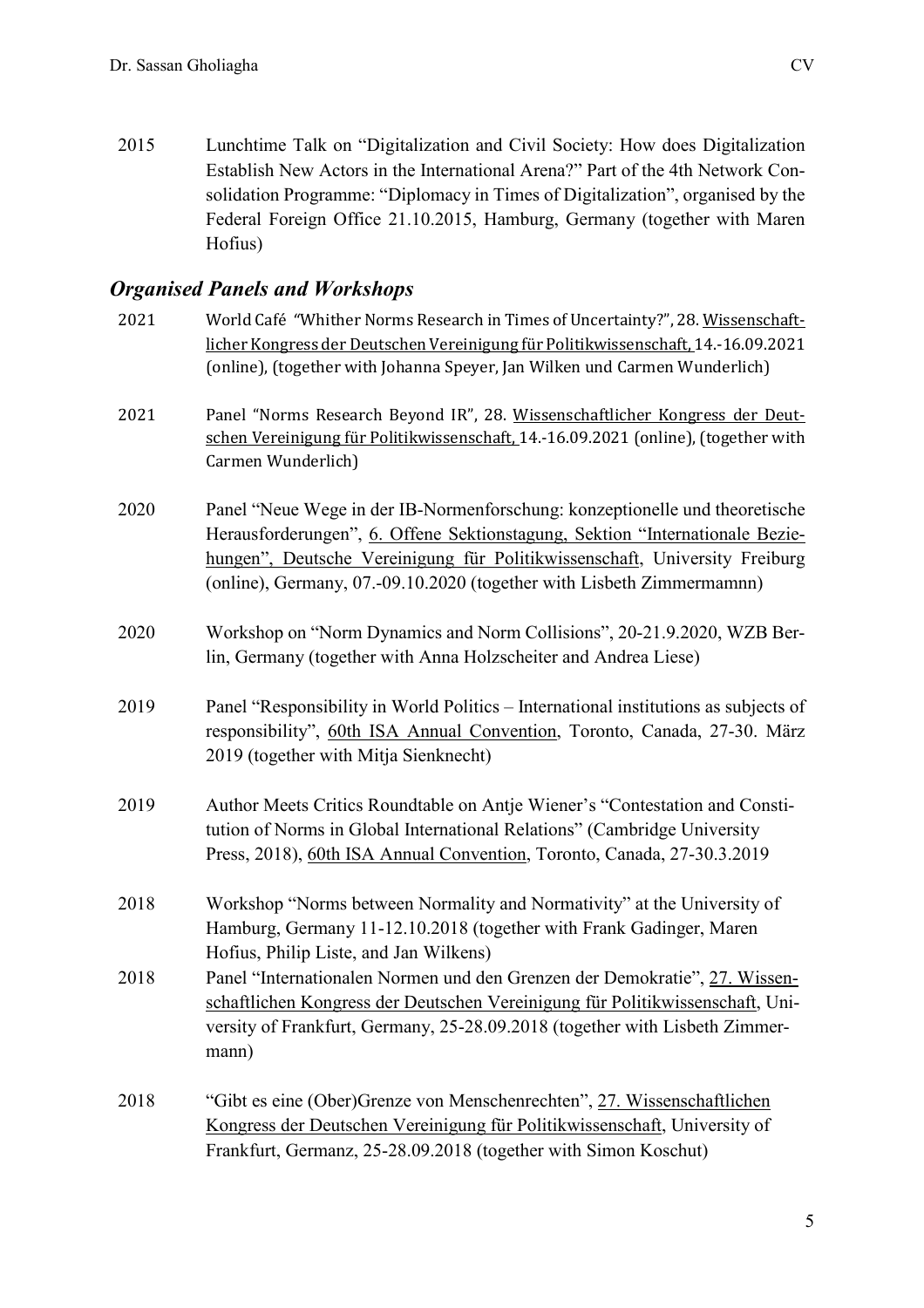2015 Lunchtime Talk on "Digitalization and Civil Society: How does Digitalization Establish New Actors in the International Arena?" Part of the 4th Network Consolidation Programme: "Diplomacy in Times of Digitalization", organised by the Federal Foreign Office 21.10.2015, Hamburg, Germany (together with Maren Hofius)

## *Organised Panels and Workshops*

2021 World Café "Whither Norms Research in Times of Uncertainty?", 28. Wissenschaftlicher Kongress der Deutschen Vereinigung für Politikwissenschaft, 14.-16.09.2021 (online), (together with Johanna Speyer, Jan Wilken und Carmen Wunderlich)

2021 Panel "Norms Research Beyond IR", 28. Wissenschaftlicher Kongress der Deutschen Vereinigung für Politikwissenschaft, 14.-16.09.2021 (online), (together with Carmen Wunderlich)

2020 Panel "Neue Wege in der IB-Normenforschung: konzeptionelle und theoretische Herausforderungen", 6. Offene Sektionstagung, Sektion "Internationale Beziehungen", Deutsche Vereinigung für Politikwissenschaft, University Freiburg (online), Germany, 07.-09.10.2020 (together with Lisbeth Zimmermamnn)

2020 Workshop on "Norm Dynamics and Norm Collisions", 20-21.9.2020, WZB Berlin, Germany (together with Anna Holzscheiter and Andrea Liese)

2019 Panel "Responsibility in World Politics – International institutions as subjects of responsibility", 60th ISA Annual Convention, Toronto, Canada, 27-30. März 2019 (together with Mitja Sienknecht)

2019 Author Meets Critics Roundtable on Antje Wiener's "Contestation and Constitution of Norms in Global International Relations" (Cambridge University Press, 2018), 60th ISA Annual Convention, Toronto, Canada, 27-30.3.2019

2018 Workshop "Norms between Normality and Normativity" at the University of Hamburg, Germany 11-12.10.2018 (together with Frank Gadinger, Maren Hofius, Philip Liste, and Jan Wilkens)

2018 Panel "Internationalen Normen und den Grenzen der Demokratie", 27. Wissenschaftlichen Kongress der Deutschen Vereinigung für Politikwissenschaft, University of Frankfurt, Germany, 25-28.09.2018 (together with Lisbeth Zimmermann)

2018 "Gibt es eine (Ober)Grenze von Menschenrechten", 27. Wissenschaftlichen Kongress der Deutschen Vereinigung für Politikwissenschaft, University of Frankfurt, Germanz, 25-28.09.2018 (together with Simon Koschut)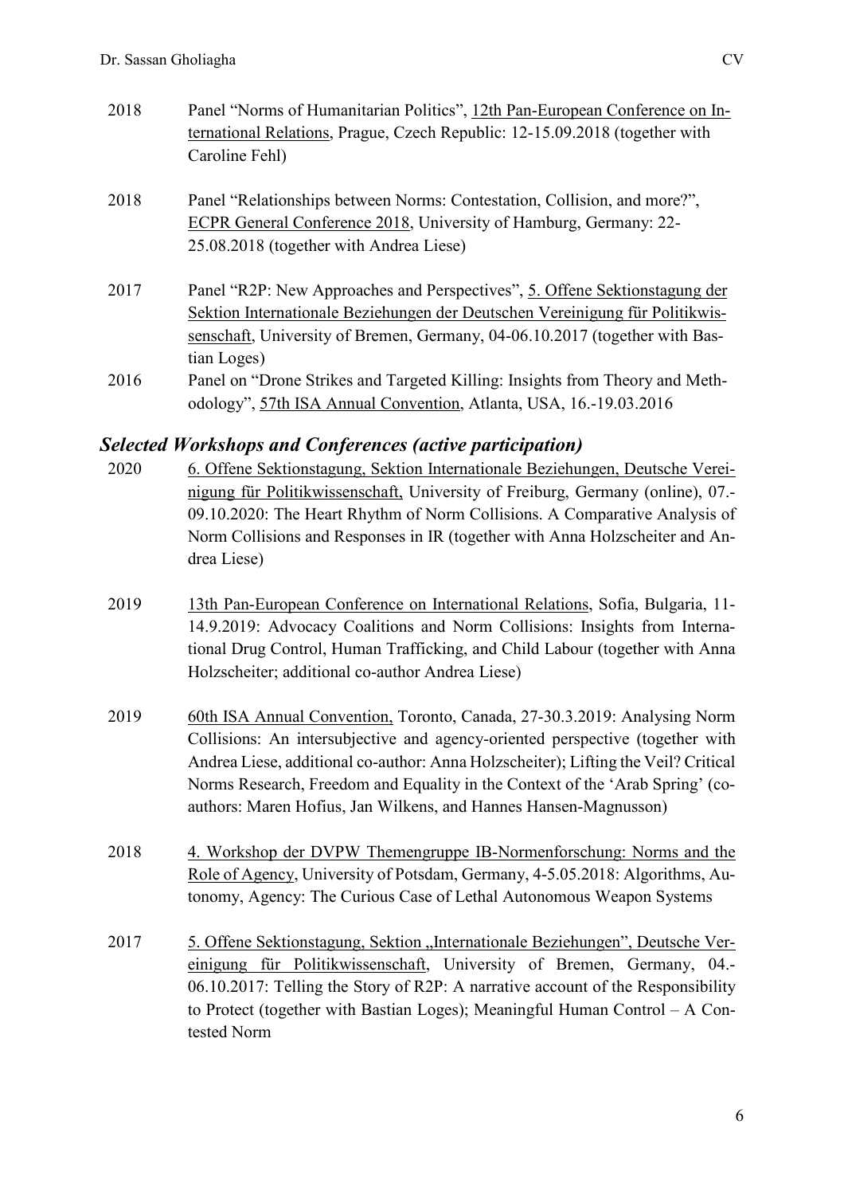| | |
|---|---|
| 2018 | Panel "Norms of Humanitarian Politics", 12th Pan-European Conference on International Relations, Prague, Czech Republic: 12-15.09.2018 (together with Caroline Fehl) |
| 2018 | Panel "Relationships between Norms: Contestation, Collision, and more?", ECPR General Conference 2018, University of Hamburg, Germany: 22-25.08.2018 (together with Andrea Liese) |
| 2017 | Panel "R2P: New Approaches and Perspectives", 5. Offene Sektionstagung der Sektion Internationale Beziehungen der Deutschen Vereinigung für Politikwissenschaft, University of Bremen, Germany, 04-06.10.2017 (together with Bastian Loges) |
| 2016 | Panel on "Drone Strikes and Targeted Killing: Insights from Theory and Methodology", 57th ISA Annual Convention, Atlanta, USA, 16.-19.03.2016 |

### *Selected Workshops and Conferences (active participation)*

| | |
|---|---|
| 2020 | 6. Offene Sektionstagung, Sektion Internationale Beziehungen, Deutsche Vereinigung für Politikwissenschaft, University of Freiburg, Germany (online), 07.-09.10.2020: The Heart Rhythm of Norm Collisions. A Comparative Analysis of Norm Collisions and Responses in IR (together with Anna Holzscheiter and Andrea Liese) |
| 2019 | 13th Pan-European Conference on International Relations, Sofia, Bulgaria, 11-14.9.2019: Advocacy Coalitions and Norm Collisions: Insights from International Drug Control, Human Trafficking, and Child Labour (together with Anna Holzscheiter; additional co-author Andrea Liese) |
| 2019 | 60th ISA Annual Convention, Toronto, Canada, 27-30.3.2019: Analysing Norm Collisions: An intersubjective and agency-oriented perspective (together with Andrea Liese, additional co-author: Anna Holzscheiter); Lifting the Veil? Critical Norms Research, Freedom and Equality in the Context of the 'Arab Spring' (co-authors: Maren Hofius, Jan Wilkens, and Hannes Hansen-Magnusson) |
| 2018 | 4. Workshop der DVPW Themengruppe IB-Normenforschung: Norms and the Role of Agency, University of Potsdam, Germany, 4-5.05.2018: Algorithms, Autonomy, Agency: The Curious Case of Lethal Autonomous Weapon Systems |
| 2017 | 5. Offene Sektionstagung, Sektion „Internationale Beziehungen", Deutsche Vereinigung für Politikwissenschaft, University of Bremen, Germany, 04.-06.10.2017: Telling the Story of R2P: A narrative account of the Responsibility to Protect (together with Bastian Loges); Meaningful Human Control – A Contested Norm |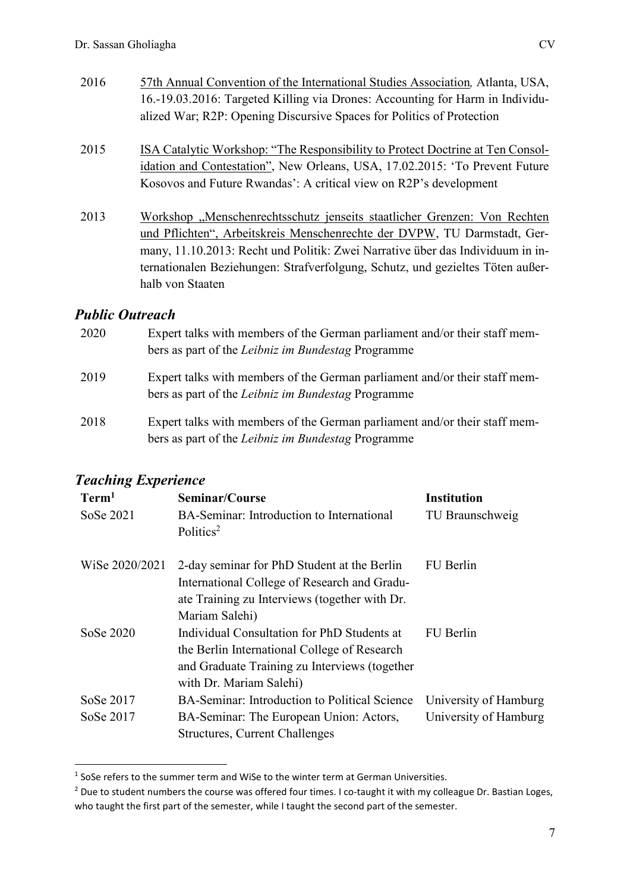2016 57th Annual Convention of the International Studies Association, Atlanta, USA, 16.-19.03.2016: Targeted Killing via Drones: Accounting for Harm in Individualized War; R2P: Opening Discursive Spaces for Politics of Protection

2015 ISA Catalytic Workshop: "The Responsibility to Protect Doctrine at Ten Consolidation and Contestation", New Orleans, USA, 17.02.2015: 'To Prevent Future Kosovos and Future Rwandas': A critical view on R2P's development

2013 Workshop „Menschenrechtsschutz jenseits staatlicher Grenzen: Von Rechten und Pflichten", Arbeitskreis Menschenrechte der DVPW, TU Darmstadt, Germany, 11.10.2013: Recht und Politik: Zwei Narrative über das Individuum in internationalen Beziehungen: Strafverfolgung, Schutz, und gezieltes Töten außerhalb von Staaten

## *Public Outreach*

2020 Expert talks with members of the German parliament and/or their staff members as part of the *Leibniz im Bundestag* Programme

2019 Expert talks with members of the German parliament and/or their staff members as part of the *Leibniz im Bundestag* Programme

2018 Expert talks with members of the German parliament and/or their staff members as part of the *Leibniz im Bundestag* Programme

## *Teaching Experience*

| Term[1] | Seminar/Course | Institution |
|---|---|---|
| SoSe 2021 | BA-Seminar: Introduction to International Politics[2] | TU Braunschweig |
| WiSe 2020/2021 | 2-day seminar for PhD Student at the Berlin International College of Research and Graduate Training zu Interviews (together with Dr. Mariam Salehi) | FU Berlin |
| SoSe 2020 | Individual Consultation for PhD Students at the Berlin International College of Research and Graduate Training zu Interviews (together with Dr. Mariam Salehi) | FU Berlin |
| SoSe 2017 | BA-Seminar: Introduction to Political Science | University of Hamburg |
| SoSe 2017 | BA-Seminar: The European Union: Actors, Structures, Current Challenges | University of Hamburg |

[1] SoSe refers to the summer term and WiSe to the winter term at German Universities.

[2] Due to student numbers the course was offered four times. I co-taught it with my colleague Dr. Bastian Loges, who taught the first part of the semester, while I taught the second part of the semester.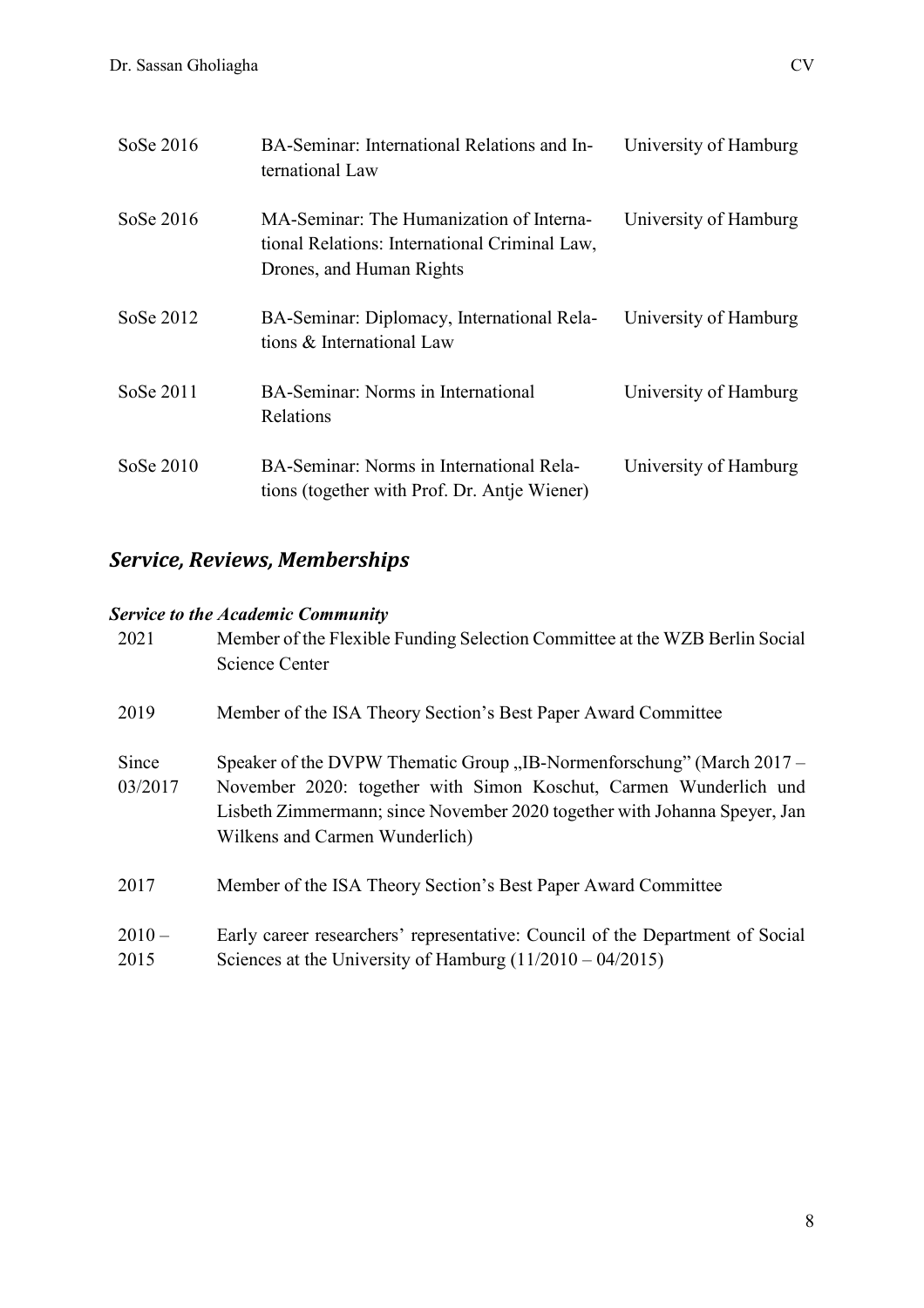| | | |
|---|---|---|
| SoSe 2016 | BA-Seminar: International Relations and International Law | University of Hamburg |
| SoSe 2016 | MA-Seminar: The Humanization of International Relations: International Criminal Law, Drones, and Human Rights | University of Hamburg |
| SoSe 2012 | BA-Seminar: Diplomacy, International Relations & International Law | University of Hamburg |
| SoSe 2011 | BA-Seminar: Norms in International Relations | University of Hamburg |
| SoSe 2010 | BA-Seminar: Norms in International Relations (together with Prof. Dr. Antje Wiener) | University of Hamburg |

## *Service, Reviews, Memberships*

### *Service to the Academic Community*

| | |
|---|---|
| 2021 | Member of the Flexible Funding Selection Committee at the WZB Berlin Social Science Center |
| 2019 | Member of the ISA Theory Section's Best Paper Award Committee |
| Since 03/2017 | Speaker of the DVPW Thematic Group „IB-Normenforschung" (March 2017 – November 2020: together with Simon Koschut, Carmen Wunderlich und Lisbeth Zimmermann; since November 2020 together with Johanna Speyer, Jan Wilkens and Carmen Wunderlich) |
| 2017 | Member of the ISA Theory Section's Best Paper Award Committee |
| 2010 – 2015 | Early career researchers' representative: Council of the Department of Social Sciences at the University of Hamburg (11/2010 – 04/2015) |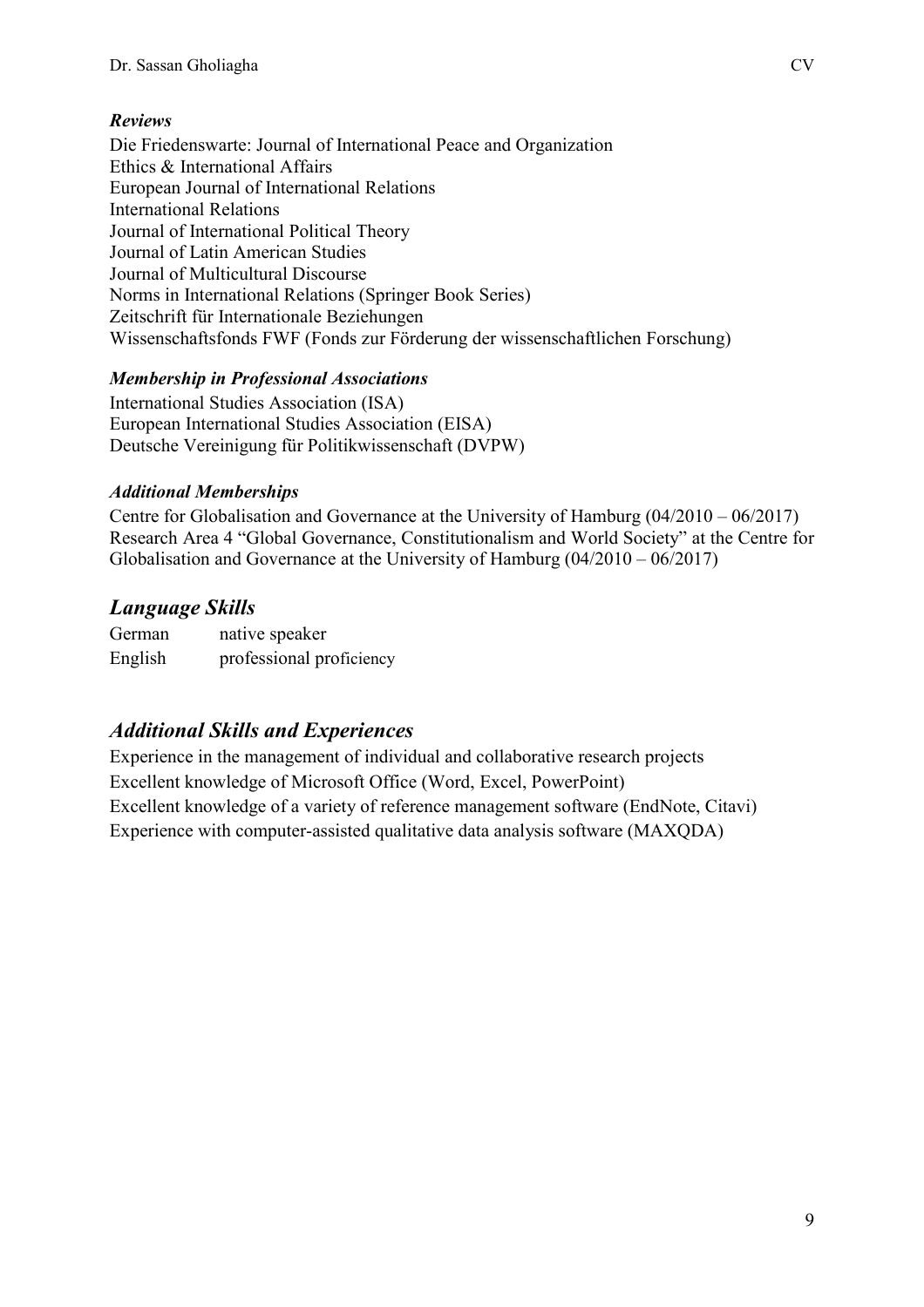### *Reviews*

Die Friedenswarte: Journal of International Peace and Organization
Ethics & International Affairs
European Journal of International Relations
International Relations
Journal of International Political Theory
Journal of Latin American Studies
Journal of Multicultural Discourse
Norms in International Relations (Springer Book Series)
Zeitschrift für Internationale Beziehungen
Wissenschaftsfonds FWF (Fonds zur Förderung der wissenschaftlichen Forschung)

### *Membership in Professional Associations*

International Studies Association (ISA)
European International Studies Association (EISA)
Deutsche Vereinigung für Politikwissenschaft (DVPW)

### *Additional Memberships*

Centre for Globalisation and Governance at the University of Hamburg (04/2010 – 06/2017)
Research Area 4 "Global Governance, Constitutionalism and World Society" at the Centre for Globalisation and Governance at the University of Hamburg (04/2010 – 06/2017)

## *Language Skills*

| | |
|---|---|
| German | native speaker |
| English | professional proficiency |

## *Additional Skills and Experiences*

Experience in the management of individual and collaborative research projects
Excellent knowledge of Microsoft Office (Word, Excel, PowerPoint)
Excellent knowledge of a variety of reference management software (EndNote, Citavi)
Experience with computer-assisted qualitative data analysis software (MAXQDA)